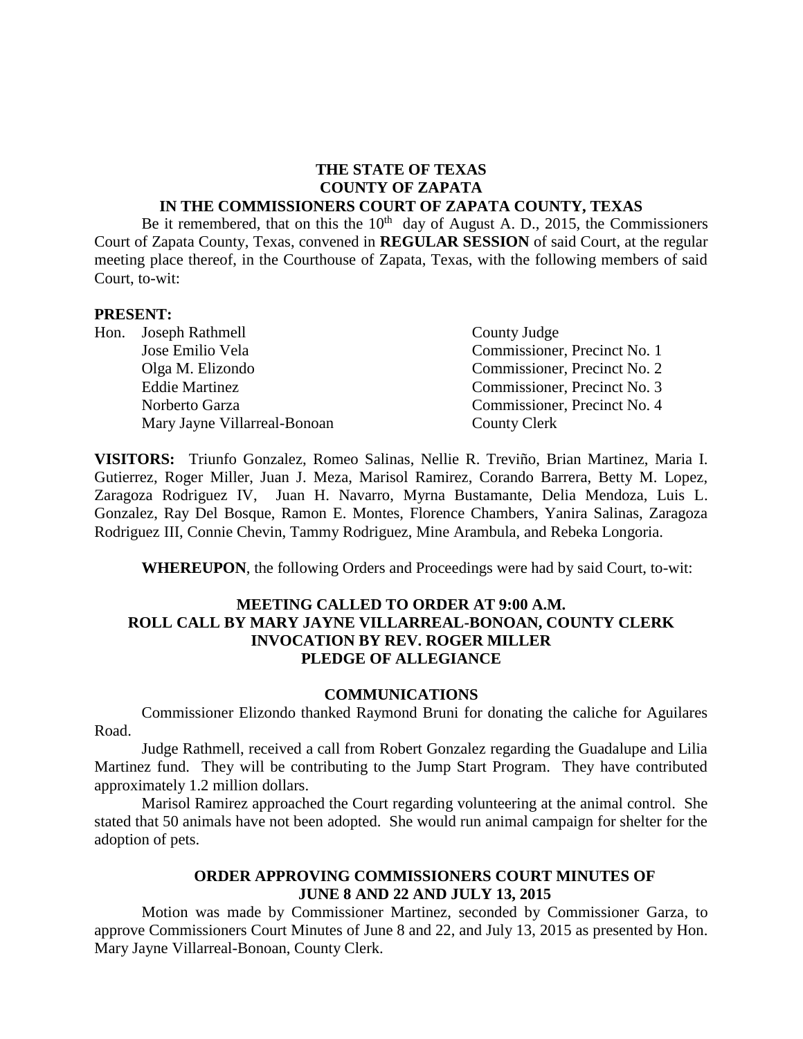**THE STATE OF TEXAS**
**COUNTY OF ZAPATA**
**IN THE COMMISSIONERS COURT OF ZAPATA COUNTY, TEXAS**

Be it remembered, that on this the 10th day of August A. D., 2015, the Commissioners Court of Zapata County, Texas, convened in **REGULAR SESSION** of said Court, at the regular meeting place thereof, in the Courthouse of Zapata, Texas, with the following members of said Court, to-wit:

**PRESENT:**

| | | |
|---|---|---|
| Hon. | Joseph Rathmell | County Judge |
| | Jose Emilio Vela | Commissioner, Precinct No. 1 |
| | Olga M. Elizondo | Commissioner, Precinct No. 2 |
| | Eddie Martinez | Commissioner, Precinct No. 3 |
| | Norberto Garza | Commissioner, Precinct No. 4 |
| | Mary Jayne Villarreal-Bonoan | County Clerk |

**VISITORS:** Triunfo Gonzalez, Romeo Salinas, Nellie R. Treviño, Brian Martinez, Maria I. Gutierrez, Roger Miller, Juan J. Meza, Marisol Ramirez, Corando Barrera, Betty M. Lopez, Zaragoza Rodriguez IV, Juan H. Navarro, Myrna Bustamante, Delia Mendoza, Luis L. Gonzalez, Ray Del Bosque, Ramon E. Montes, Florence Chambers, Yanira Salinas, Zaragoza Rodriguez III, Connie Chevin, Tammy Rodriguez, Mine Arambula, and Rebeka Longoria.

**WHEREUPON**, the following Orders and Proceedings were had by said Court, to-wit:

**MEETING CALLED TO ORDER AT 9:00 A.M.**
**ROLL CALL BY MARY JAYNE VILLARREAL-BONOAN, COUNTY CLERK**
**INVOCATION BY REV. ROGER MILLER**
**PLEDGE OF ALLEGIANCE**

**COMMUNICATIONS**

Commissioner Elizondo thanked Raymond Bruni for donating the caliche for Aguilares Road.

Judge Rathmell, received a call from Robert Gonzalez regarding the Guadalupe and Lilia Martinez fund. They will be contributing to the Jump Start Program. They have contributed approximately 1.2 million dollars.

Marisol Ramirez approached the Court regarding volunteering at the animal control. She stated that 50 animals have not been adopted. She would run animal campaign for shelter for the adoption of pets.

**ORDER APPROVING COMMISSIONERS COURT MINUTES OF JUNE 8 AND 22 AND JULY 13, 2015**

Motion was made by Commissioner Martinez, seconded by Commissioner Garza, to approve Commissioners Court Minutes of June 8 and 22, and July 13, 2015 as presented by Hon. Mary Jayne Villarreal-Bonoan, County Clerk.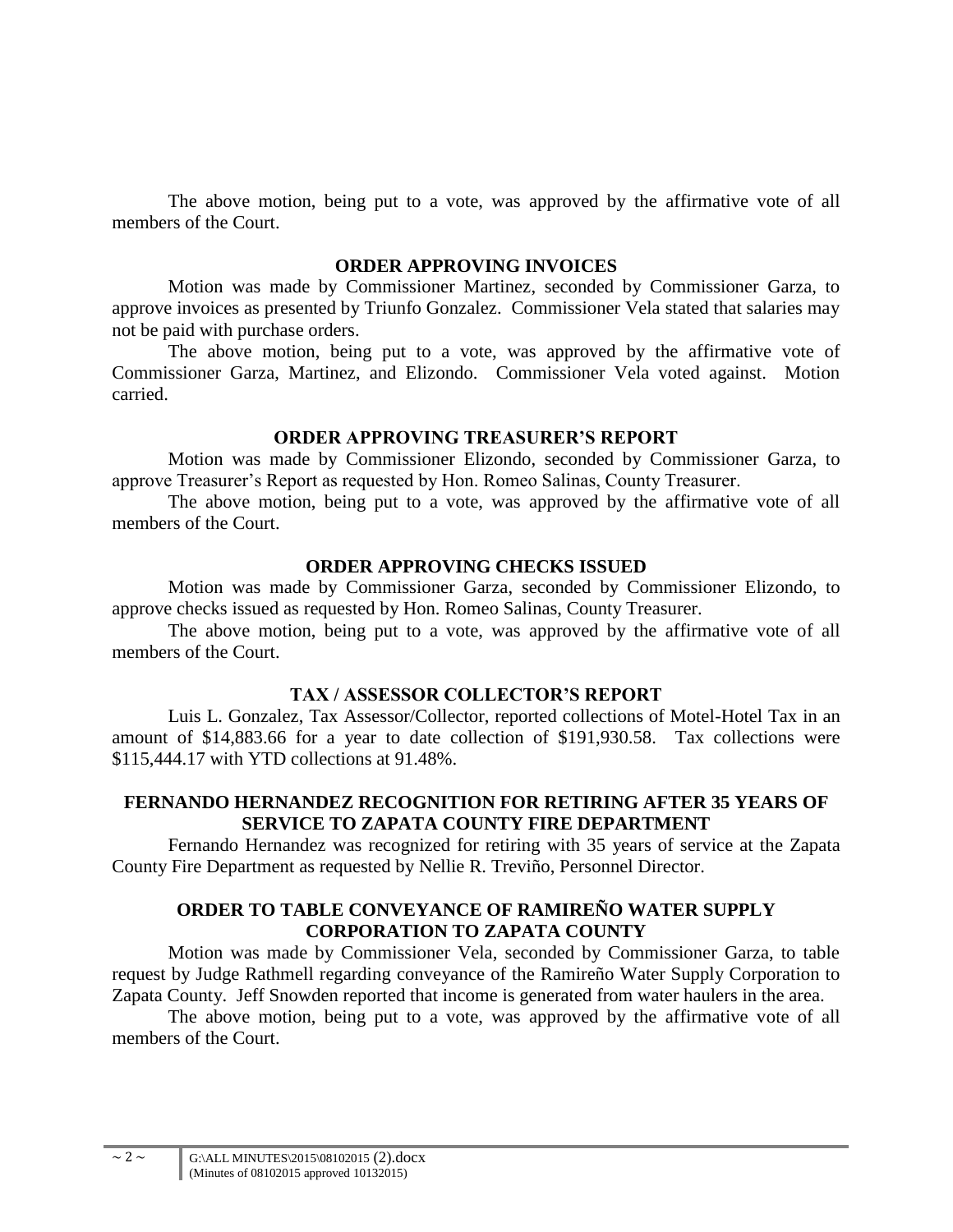The above motion, being put to a vote, was approved by the affirmative vote of all members of the Court.

## ORDER APPROVING INVOICES

Motion was made by Commissioner Martinez, seconded by Commissioner Garza, to approve invoices as presented by Triunfo Gonzalez. Commissioner Vela stated that salaries may not be paid with purchase orders.

The above motion, being put to a vote, was approved by the affirmative vote of Commissioner Garza, Martinez, and Elizondo. Commissioner Vela voted against. Motion carried.

## ORDER APPROVING TREASURER'S REPORT

Motion was made by Commissioner Elizondo, seconded by Commissioner Garza, to approve Treasurer's Report as requested by Hon. Romeo Salinas, County Treasurer.

The above motion, being put to a vote, was approved by the affirmative vote of all members of the Court.

## ORDER APPROVING CHECKS ISSUED

Motion was made by Commissioner Garza, seconded by Commissioner Elizondo, to approve checks issued as requested by Hon. Romeo Salinas, County Treasurer.

The above motion, being put to a vote, was approved by the affirmative vote of all members of the Court.

## TAX / ASSESSOR COLLECTOR'S REPORT

Luis L. Gonzalez, Tax Assessor/Collector, reported collections of Motel-Hotel Tax in an amount of $14,883.66 for a year to date collection of $191,930.58. Tax collections were $115,444.17 with YTD collections at 91.48%.

## FERNANDO HERNANDEZ RECOGNITION FOR RETIRING AFTER 35 YEARS OF SERVICE TO ZAPATA COUNTY FIRE DEPARTMENT

Fernando Hernandez was recognized for retiring with 35 years of service at the Zapata County Fire Department as requested by Nellie R. Treviño, Personnel Director.

## ORDER TO TABLE CONVEYANCE OF RAMIREÑO WATER SUPPLY CORPORATION TO ZAPATA COUNTY

Motion was made by Commissioner Vela, seconded by Commissioner Garza, to table request by Judge Rathmell regarding conveyance of the Ramireño Water Supply Corporation to Zapata County. Jeff Snowden reported that income is generated from water haulers in the area.

The above motion, being put to a vote, was approved by the affirmative vote of all members of the Court.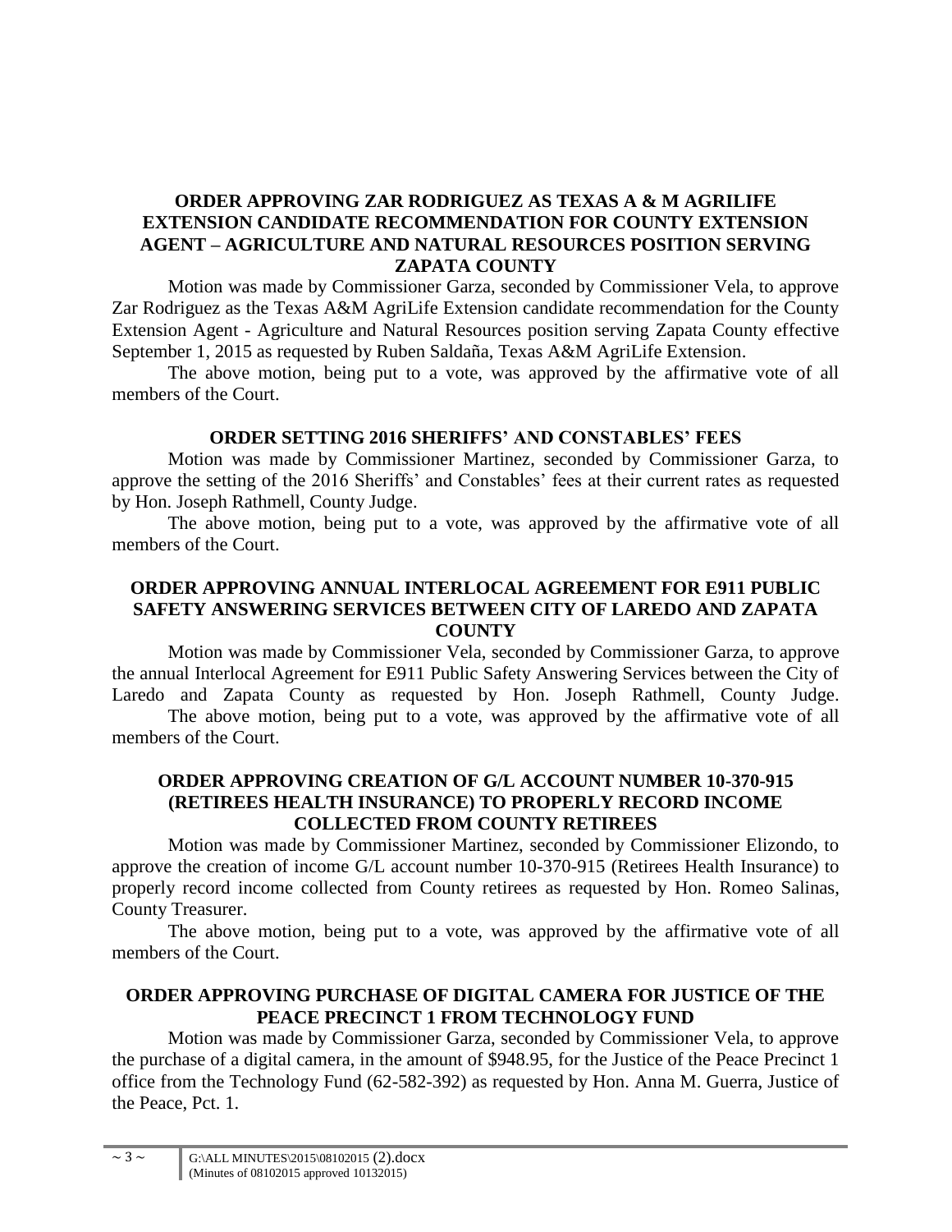### ORDER APPROVING ZAR RODRIGUEZ AS TEXAS A & M AGRILIFE EXTENSION CANDIDATE RECOMMENDATION FOR COUNTY EXTENSION AGENT – AGRICULTURE AND NATURAL RESOURCES POSITION SERVING ZAPATA COUNTY

Motion was made by Commissioner Garza, seconded by Commissioner Vela, to approve Zar Rodriguez as the Texas A&M AgriLife Extension candidate recommendation for the County Extension Agent - Agriculture and Natural Resources position serving Zapata County effective September 1, 2015 as requested by Ruben Saldaña, Texas A&M AgriLife Extension.

The above motion, being put to a vote, was approved by the affirmative vote of all members of the Court.

### ORDER SETTING 2016 SHERIFFS' AND CONSTABLES' FEES

Motion was made by Commissioner Martinez, seconded by Commissioner Garza, to approve the setting of the 2016 Sheriffs' and Constables' fees at their current rates as requested by Hon. Joseph Rathmell, County Judge.

The above motion, being put to a vote, was approved by the affirmative vote of all members of the Court.

### ORDER APPROVING ANNUAL INTERLOCAL AGREEMENT FOR E911 PUBLIC SAFETY ANSWERING SERVICES BETWEEN CITY OF LAREDO AND ZAPATA COUNTY

Motion was made by Commissioner Vela, seconded by Commissioner Garza, to approve the annual Interlocal Agreement for E911 Public Safety Answering Services between the City of Laredo and Zapata County as requested by Hon. Joseph Rathmell, County Judge.

The above motion, being put to a vote, was approved by the affirmative vote of all members of the Court.

### ORDER APPROVING CREATION OF G/L ACCOUNT NUMBER 10-370-915 (RETIREES HEALTH INSURANCE) TO PROPERLY RECORD INCOME COLLECTED FROM COUNTY RETIREES

Motion was made by Commissioner Martinez, seconded by Commissioner Elizondo, to approve the creation of income G/L account number 10-370-915 (Retirees Health Insurance) to properly record income collected from County retirees as requested by Hon. Romeo Salinas, County Treasurer.

The above motion, being put to a vote, was approved by the affirmative vote of all members of the Court.

### ORDER APPROVING PURCHASE OF DIGITAL CAMERA FOR JUSTICE OF THE PEACE PRECINCT 1 FROM TECHNOLOGY FUND

Motion was made by Commissioner Garza, seconded by Commissioner Vela, to approve the purchase of a digital camera, in the amount of $948.95, for the Justice of the Peace Precinct 1 office from the Technology Fund (62-582-392) as requested by Hon. Anna M. Guerra, Justice of the Peace, Pct. 1.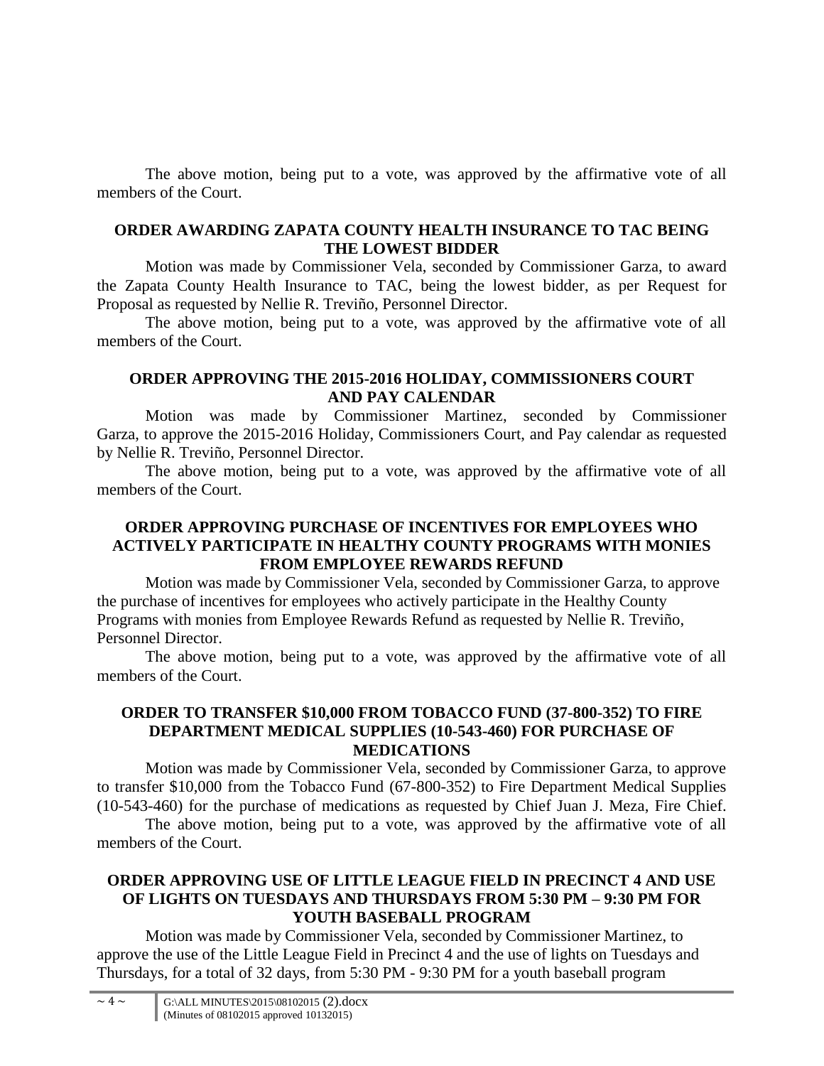The above motion, being put to a vote, was approved by the affirmative vote of all members of the Court.

**ORDER AWARDING ZAPATA COUNTY HEALTH INSURANCE TO TAC BEING THE LOWEST BIDDER**

Motion was made by Commissioner Vela, seconded by Commissioner Garza, to award the Zapata County Health Insurance to TAC, being the lowest bidder, as per Request for Proposal as requested by Nellie R. Treviño, Personnel Director.

The above motion, being put to a vote, was approved by the affirmative vote of all members of the Court.

**ORDER APPROVING THE 2015-2016 HOLIDAY, COMMISSIONERS COURT AND PAY CALENDAR**

Motion was made by Commissioner Martinez, seconded by Commissioner Garza, to approve the 2015-2016 Holiday, Commissioners Court, and Pay calendar as requested by Nellie R. Treviño, Personnel Director.

The above motion, being put to a vote, was approved by the affirmative vote of all members of the Court.

**ORDER APPROVING PURCHASE OF INCENTIVES FOR EMPLOYEES WHO ACTIVELY PARTICIPATE IN HEALTHY COUNTY PROGRAMS WITH MONIES FROM EMPLOYEE REWARDS REFUND**

Motion was made by Commissioner Vela, seconded by Commissioner Garza, to approve the purchase of incentives for employees who actively participate in the Healthy County Programs with monies from Employee Rewards Refund as requested by Nellie R. Treviño, Personnel Director.

The above motion, being put to a vote, was approved by the affirmative vote of all members of the Court.

**ORDER TO TRANSFER $10,000 FROM TOBACCO FUND (37-800-352) TO FIRE DEPARTMENT MEDICAL SUPPLIES (10-543-460) FOR PURCHASE OF MEDICATIONS**

Motion was made by Commissioner Vela, seconded by Commissioner Garza, to approve to transfer $10,000 from the Tobacco Fund (67-800-352) to Fire Department Medical Supplies (10-543-460) for the purchase of medications as requested by Chief Juan J. Meza, Fire Chief.

The above motion, being put to a vote, was approved by the affirmative vote of all members of the Court.

**ORDER APPROVING USE OF LITTLE LEAGUE FIELD IN PRECINCT 4 AND USE OF LIGHTS ON TUESDAYS AND THURSDAYS FROM 5:30 PM – 9:30 PM FOR YOUTH BASEBALL PROGRAM**

Motion was made by Commissioner Vela, seconded by Commissioner Martinez, to approve the use of the Little League Field in Precinct 4 and the use of lights on Tuesdays and Thursdays, for a total of 32 days, from 5:30 PM - 9:30 PM for a youth baseball program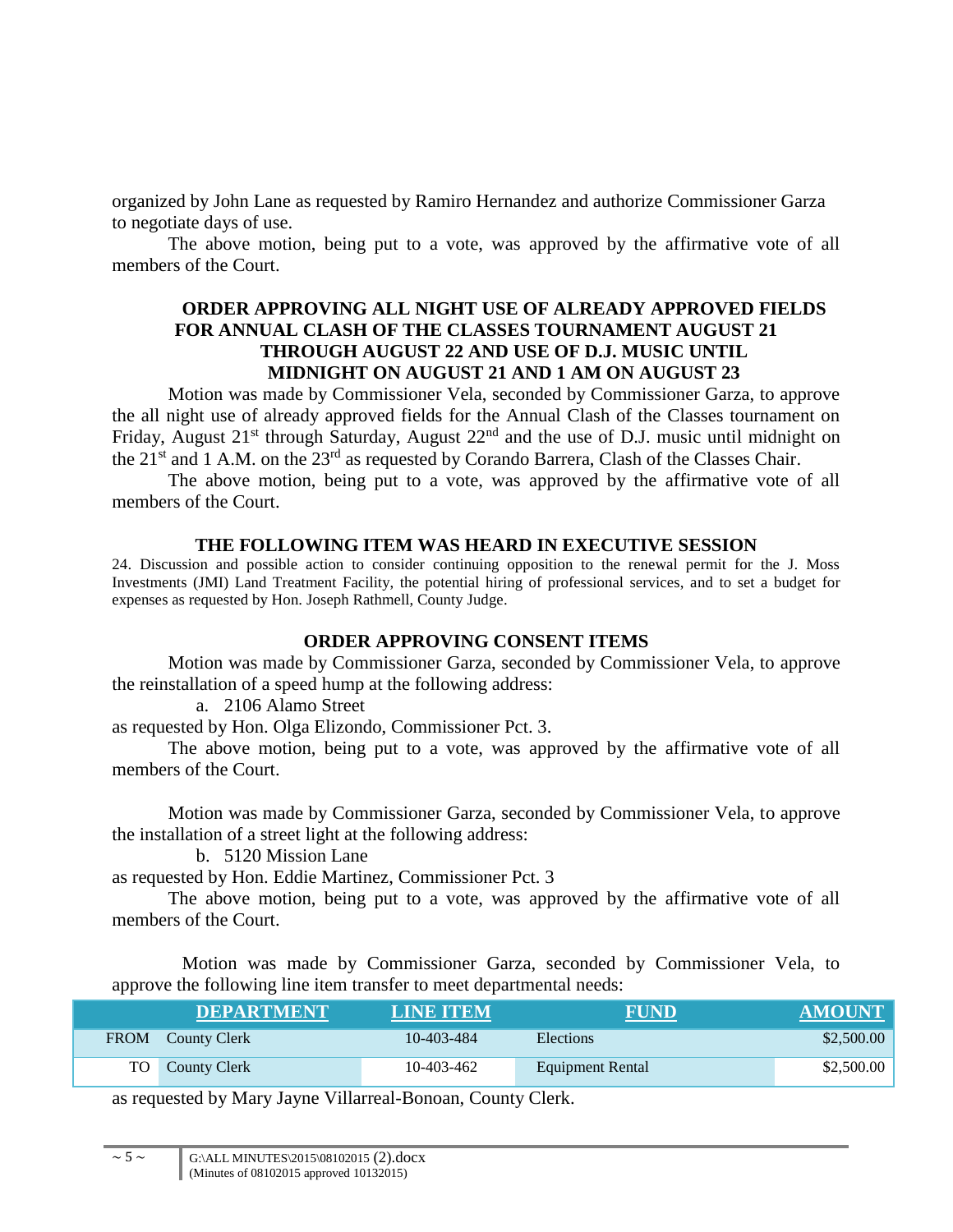organized by John Lane as requested by Ramiro Hernandez and authorize Commissioner Garza to negotiate days of use.

The above motion, being put to a vote, was approved by the affirmative vote of all members of the Court.

**ORDER APPROVING ALL NIGHT USE OF ALREADY APPROVED FIELDS FOR ANNUAL CLASH OF THE CLASSES TOURNAMENT AUGUST 21 THROUGH AUGUST 22 AND USE OF D.J. MUSIC UNTIL MIDNIGHT ON AUGUST 21 AND 1 AM ON AUGUST 23**

Motion was made by Commissioner Vela, seconded by Commissioner Garza, to approve the all night use of already approved fields for the Annual Clash of the Classes tournament on Friday, August 21st through Saturday, August 22nd and the use of D.J. music until midnight on the 21st and 1 A.M. on the 23rd as requested by Corando Barrera, Clash of the Classes Chair.

The above motion, being put to a vote, was approved by the affirmative vote of all members of the Court.

**THE FOLLOWING ITEM WAS HEARD IN EXECUTIVE SESSION**

24. Discussion and possible action to consider continuing opposition to the renewal permit for the J. Moss Investments (JMI) Land Treatment Facility, the potential hiring of professional services, and to set a budget for expenses as requested by Hon. Joseph Rathmell, County Judge.

**ORDER APPROVING CONSENT ITEMS**

Motion was made by Commissioner Garza, seconded by Commissioner Vela, to approve the reinstallation of a speed hump at the following address:

a. 2106 Alamo Street

as requested by Hon. Olga Elizondo, Commissioner Pct. 3.

The above motion, being put to a vote, was approved by the affirmative vote of all members of the Court.

Motion was made by Commissioner Garza, seconded by Commissioner Vela, to approve the installation of a street light at the following address:

b. 5120 Mission Lane

as requested by Hon. Eddie Martinez, Commissioner Pct. 3

The above motion, being put to a vote, was approved by the affirmative vote of all members of the Court.

Motion was made by Commissioner Garza, seconded by Commissioner Vela, to approve the following line item transfer to meet departmental needs:

| | DEPARTMENT | LINE ITEM | FUND | AMOUNT |
|---|---|---|---|---|
| FROM | County Clerk | 10-403-484 | Elections | $2,500.00 |
| TO | County Clerk | 10-403-462 | Equipment Rental | $2,500.00 |

as requested by Mary Jayne Villarreal-Bonoan, County Clerk.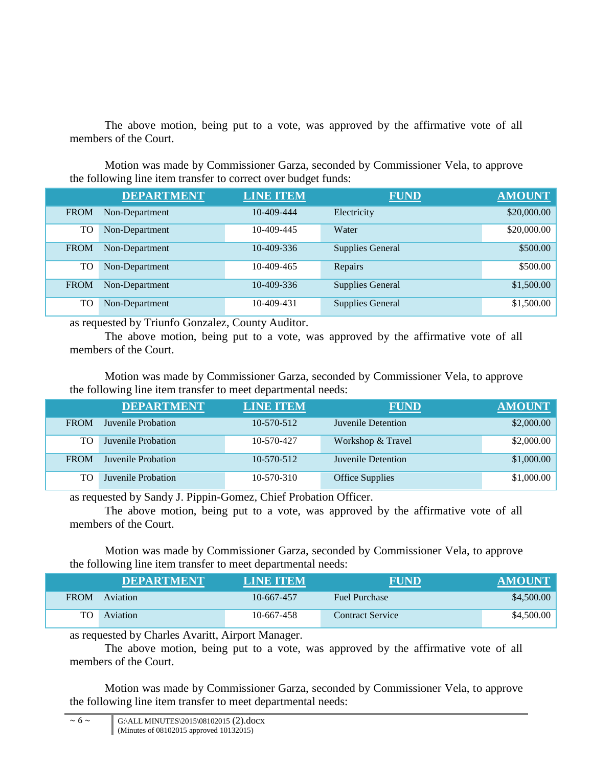The above motion, being put to a vote, was approved by the affirmative vote of all members of the Court.

Motion was made by Commissioner Garza, seconded by Commissioner Vela, to approve the following line item transfer to correct over budget funds:

| | DEPARTMENT | LINE ITEM | FUND | AMOUNT |
|---|---|---|---|---|
| FROM | Non-Department | 10-409-444 | Electricity | $20,000.00 |
| TO | Non-Department | 10-409-445 | Water | $20,000.00 |
| FROM | Non-Department | 10-409-336 | Supplies General | $500.00 |
| TO | Non-Department | 10-409-465 | Repairs | $500.00 |
| FROM | Non-Department | 10-409-336 | Supplies General | $1,500.00 |
| TO | Non-Department | 10-409-431 | Supplies General | $1,500.00 |

as requested by Triunfo Gonzalez, County Auditor.

The above motion, being put to a vote, was approved by the affirmative vote of all members of the Court.

Motion was made by Commissioner Garza, seconded by Commissioner Vela, to approve the following line item transfer to meet departmental needs:

| | DEPARTMENT | LINE ITEM | FUND | AMOUNT |
|---|---|---|---|---|
| FROM | Juvenile Probation | 10-570-512 | Juvenile Detention | $2,000.00 |
| TO | Juvenile Probation | 10-570-427 | Workshop & Travel | $2,000.00 |
| FROM | Juvenile Probation | 10-570-512 | Juvenile Detention | $1,000.00 |
| TO | Juvenile Probation | 10-570-310 | Office Supplies | $1,000.00 |

as requested by Sandy J. Pippin-Gomez, Chief Probation Officer.

The above motion, being put to a vote, was approved by the affirmative vote of all members of the Court.

Motion was made by Commissioner Garza, seconded by Commissioner Vela, to approve the following line item transfer to meet departmental needs:

| | DEPARTMENT | LINE ITEM | FUND | AMOUNT |
|---|---|---|---|---|
| FROM | Aviation | 10-667-457 | Fuel Purchase | $4,500.00 |
| TO | Aviation | 10-667-458 | Contract Service | $4,500.00 |

as requested by Charles Avaritt, Airport Manager.

The above motion, being put to a vote, was approved by the affirmative vote of all members of the Court.

Motion was made by Commissioner Garza, seconded by Commissioner Vela, to approve the following line item transfer to meet departmental needs: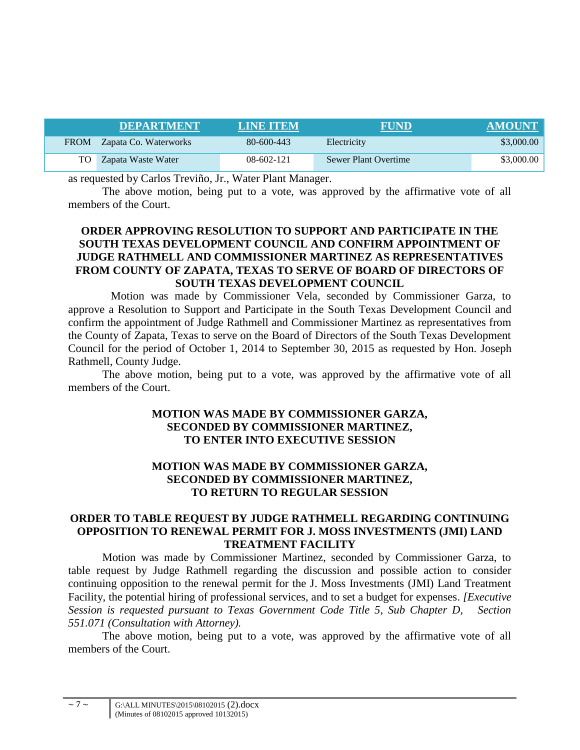| | DEPARTMENT | LINE ITEM | FUND | AMOUNT |
|---|---|---|---|---|
| FROM | Zapata Co. Waterworks | 80-600-443 | Electricity | $3,000.00 |
| TO | Zapata Waste Water | 08-602-121 | Sewer Plant Overtime | $3,000.00 |

as requested by Carlos Treviño, Jr., Water Plant Manager.

The above motion, being put to a vote, was approved by the affirmative vote of all members of the Court.

**ORDER APPROVING RESOLUTION TO SUPPORT AND PARTICIPATE IN THE SOUTH TEXAS DEVELOPMENT COUNCIL AND CONFIRM APPOINTMENT OF JUDGE RATHMELL AND COMMISSIONER MARTINEZ AS REPRESENTATIVES FROM COUNTY OF ZAPATA, TEXAS TO SERVE OF BOARD OF DIRECTORS OF SOUTH TEXAS DEVELOPMENT COUNCIL**

Motion was made by Commissioner Vela, seconded by Commissioner Garza, to approve a Resolution to Support and Participate in the South Texas Development Council and confirm the appointment of Judge Rathmell and Commissioner Martinez as representatives from the County of Zapata, Texas to serve on the Board of Directors of the South Texas Development Council for the period of October 1, 2014 to September 30, 2015 as requested by Hon. Joseph Rathmell, County Judge.

The above motion, being put to a vote, was approved by the affirmative vote of all members of the Court.

**MOTION WAS MADE BY COMMISSIONER GARZA, SECONDED BY COMMISSIONER MARTINEZ, TO ENTER INTO EXECUTIVE SESSION**

**MOTION WAS MADE BY COMMISSIONER GARZA, SECONDED BY COMMISSIONER MARTINEZ, TO RETURN TO REGULAR SESSION**

**ORDER TO TABLE REQUEST BY JUDGE RATHMELL REGARDING CONTINUING OPPOSITION TO RENEWAL PERMIT FOR J. MOSS INVESTMENTS (JMI) LAND TREATMENT FACILITY**

Motion was made by Commissioner Martinez, seconded by Commissioner Garza, to table request by Judge Rathmell regarding the discussion and possible action to consider continuing opposition to the renewal permit for the J. Moss Investments (JMI) Land Treatment Facility, the potential hiring of professional services, and to set a budget for expenses. *[Executive Session is requested pursuant to Texas Government Code Title 5, Sub Chapter D, Section 551.071 (Consultation with Attorney).*

The above motion, being put to a vote, was approved by the affirmative vote of all members of the Court.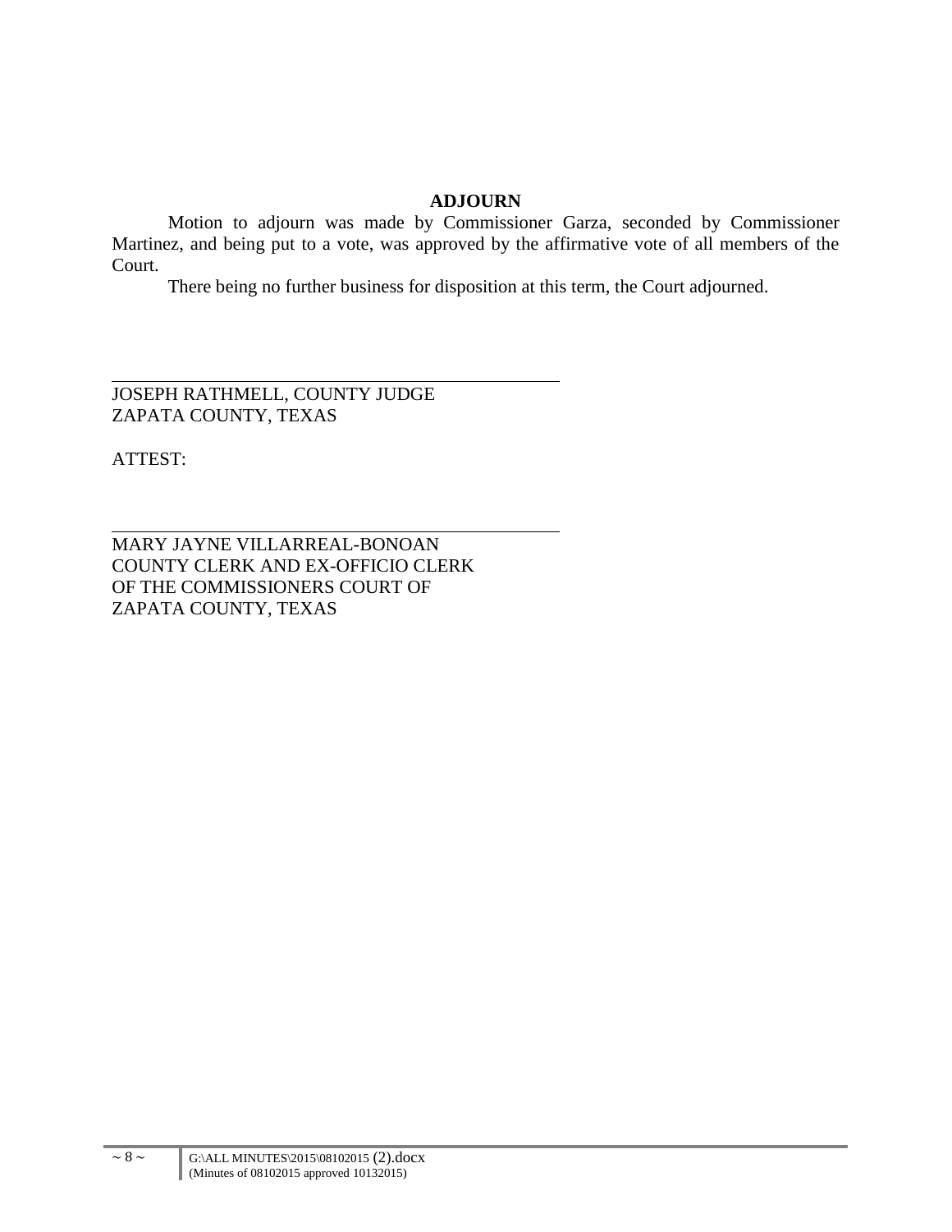**ADJOURN**

Motion to adjourn was made by Commissioner Garza, seconded by Commissioner Martinez, and being put to a vote, was approved by the affirmative vote of all members of the Court.

There being no further business for disposition at this term, the Court adjourned.

\_\_\_\_\_\_\_\_\_\_\_\_\_\_\_\_\_\_\_\_\_\_\_\_\_\_\_\_\_\_\_\_\_\_\_\_\_\_\_\_

JOSEPH RATHMELL, COUNTY JUDGE
ZAPATA COUNTY, TEXAS

ATTEST:

\_\_\_\_\_\_\_\_\_\_\_\_\_\_\_\_\_\_\_\_\_\_\_\_\_\_\_\_\_\_\_\_\_\_\_\_\_\_\_\_

MARY JAYNE VILLARREAL-BONOAN
COUNTY CLERK AND EX-OFFICIO CLERK
OF THE COMMISSIONERS COURT OF
ZAPATA COUNTY, TEXAS